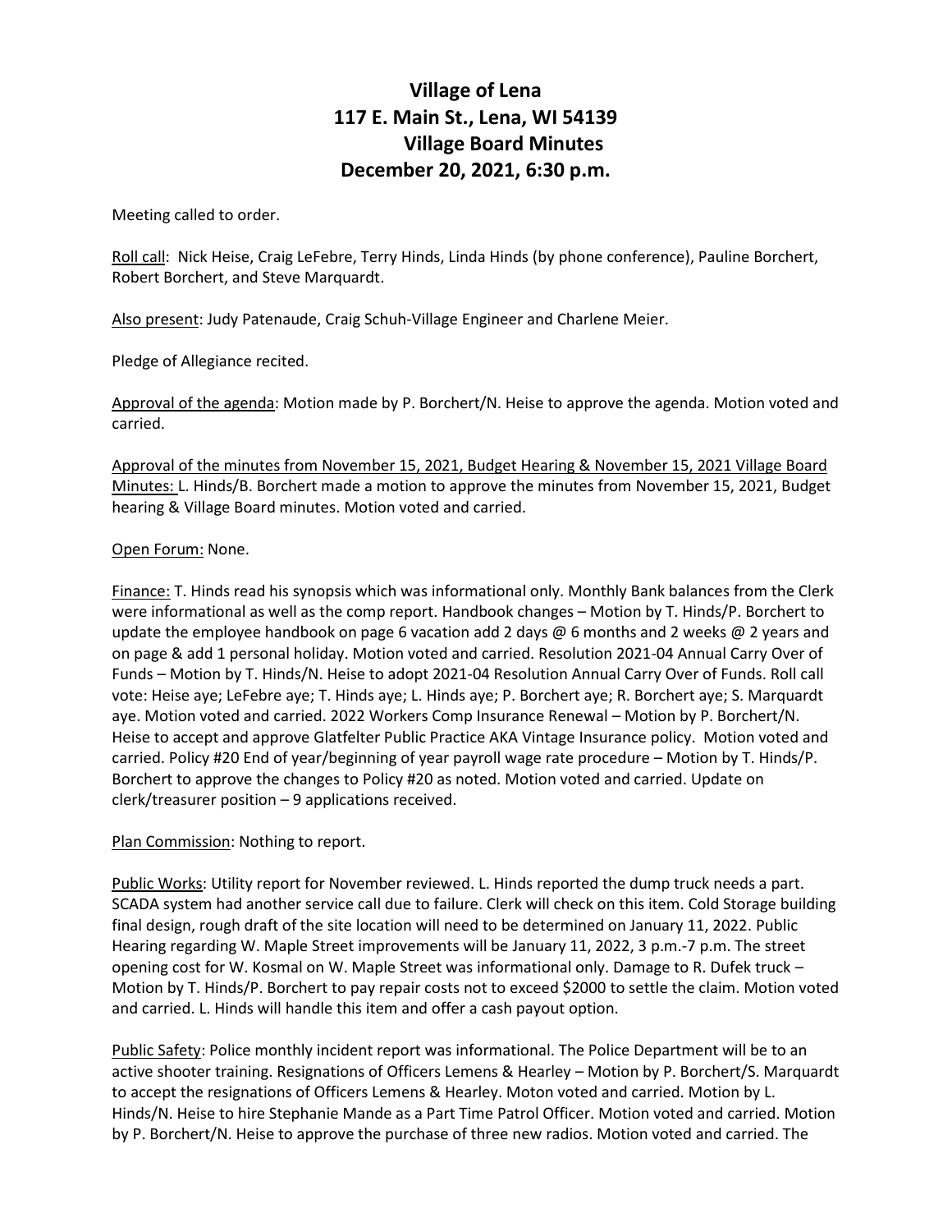# Village of Lena
## 117 E. Main St., Lena, WI 54139
## Village Board Minutes
## December 20, 2021, 6:30 p.m.

Meeting called to order.

Roll call: Nick Heise, Craig LeFebre, Terry Hinds, Linda Hinds (by phone conference), Pauline Borchert, Robert Borchert, and Steve Marquardt.

Also present: Judy Patenaude, Craig Schuh-Village Engineer and Charlene Meier.

Pledge of Allegiance recited.

Approval of the agenda: Motion made by P. Borchert/N. Heise to approve the agenda. Motion voted and carried.

Approval of the minutes from November 15, 2021, Budget Hearing & November 15, 2021 Village Board Minutes: L. Hinds/B. Borchert made a motion to approve the minutes from November 15, 2021, Budget hearing & Village Board minutes. Motion voted and carried.

Open Forum: None.

Finance: T. Hinds read his synopsis which was informational only. Monthly Bank balances from the Clerk were informational as well as the comp report. Handbook changes – Motion by T. Hinds/P. Borchert to update the employee handbook on page 6 vacation add 2 days @ 6 months and 2 weeks @ 2 years and on page & add 1 personal holiday. Motion voted and carried. Resolution 2021-04 Annual Carry Over of Funds – Motion by T. Hinds/N. Heise to adopt 2021-04 Resolution Annual Carry Over of Funds. Roll call vote: Heise aye; LeFebre aye; T. Hinds aye; L. Hinds aye; P. Borchert aye; R. Borchert aye; S. Marquardt aye. Motion voted and carried. 2022 Workers Comp Insurance Renewal – Motion by P. Borchert/N. Heise to accept and approve Glatfelter Public Practice AKA Vintage Insurance policy. Motion voted and carried. Policy #20 End of year/beginning of year payroll wage rate procedure – Motion by T. Hinds/P. Borchert to approve the changes to Policy #20 as noted. Motion voted and carried. Update on clerk/treasurer position – 9 applications received.

Plan Commission: Nothing to report.

Public Works: Utility report for November reviewed. L. Hinds reported the dump truck needs a part. SCADA system had another service call due to failure. Clerk will check on this item. Cold Storage building final design, rough draft of the site location will need to be determined on January 11, 2022. Public Hearing regarding W. Maple Street improvements will be January 11, 2022, 3 p.m.-7 p.m. The street opening cost for W. Kosmal on W. Maple Street was informational only. Damage to R. Dufek truck – Motion by T. Hinds/P. Borchert to pay repair costs not to exceed $2000 to settle the claim. Motion voted and carried. L. Hinds will handle this item and offer a cash payout option.

Public Safety: Police monthly incident report was informational. The Police Department will be to an active shooter training. Resignations of Officers Lemens & Hearley – Motion by P. Borchert/S. Marquardt to accept the resignations of Officers Lemens & Hearley. Moton voted and carried. Motion by L. Hinds/N. Heise to hire Stephanie Mande as a Part Time Patrol Officer. Motion voted and carried. Motion by P. Borchert/N. Heise to approve the purchase of three new radios. Motion voted and carried. The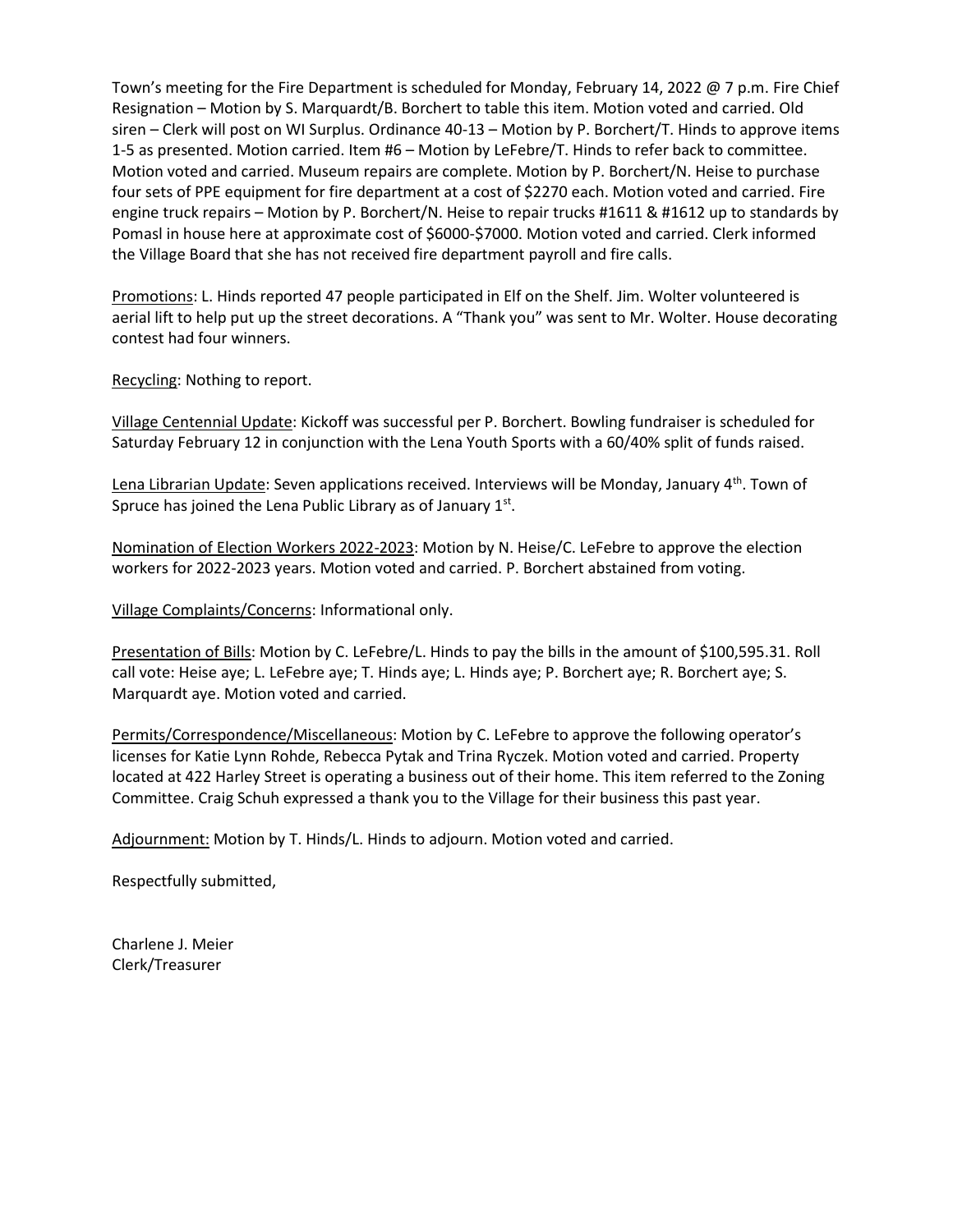Town's meeting for the Fire Department is scheduled for Monday, February 14, 2022 @ 7 p.m. Fire Chief Resignation – Motion by S. Marquardt/B. Borchert to table this item. Motion voted and carried. Old siren – Clerk will post on WI Surplus. Ordinance 40-13 – Motion by P. Borchert/T. Hinds to approve items 1-5 as presented. Motion carried. Item #6 – Motion by LeFebre/T. Hinds to refer back to committee. Motion voted and carried. Museum repairs are complete. Motion by P. Borchert/N. Heise to purchase four sets of PPE equipment for fire department at a cost of $2270 each. Motion voted and carried. Fire engine truck repairs – Motion by P. Borchert/N. Heise to repair trucks #1611 & #1612 up to standards by Pomasl in house here at approximate cost of $6000-$7000. Motion voted and carried. Clerk informed the Village Board that she has not received fire department payroll and fire calls.

Promotions: L. Hinds reported 47 people participated in Elf on the Shelf. Jim. Wolter volunteered is aerial lift to help put up the street decorations. A "Thank you" was sent to Mr. Wolter. House decorating contest had four winners.

Recycling: Nothing to report.

Village Centennial Update: Kickoff was successful per P. Borchert. Bowling fundraiser is scheduled for Saturday February 12 in conjunction with the Lena Youth Sports with a 60/40% split of funds raised.

Lena Librarian Update: Seven applications received. Interviews will be Monday, January 4th. Town of Spruce has joined the Lena Public Library as of January 1st.

Nomination of Election Workers 2022-2023: Motion by N. Heise/C. LeFebre to approve the election workers for 2022-2023 years. Motion voted and carried. P. Borchert abstained from voting.

Village Complaints/Concerns: Informational only.

Presentation of Bills: Motion by C. LeFebre/L. Hinds to pay the bills in the amount of $100,595.31. Roll call vote: Heise aye; L. LeFebre aye; T. Hinds aye; L. Hinds aye; P. Borchert aye; R. Borchert aye; S. Marquardt aye. Motion voted and carried.

Permits/Correspondence/Miscellaneous: Motion by C. LeFebre to approve the following operator's licenses for Katie Lynn Rohde, Rebecca Pytak and Trina Ryczek. Motion voted and carried. Property located at 422 Harley Street is operating a business out of their home. This item referred to the Zoning Committee. Craig Schuh expressed a thank you to the Village for their business this past year.

Adjournment: Motion by T. Hinds/L. Hinds to adjourn. Motion voted and carried.

Respectfully submitted,

Charlene J. Meier
Clerk/Treasurer